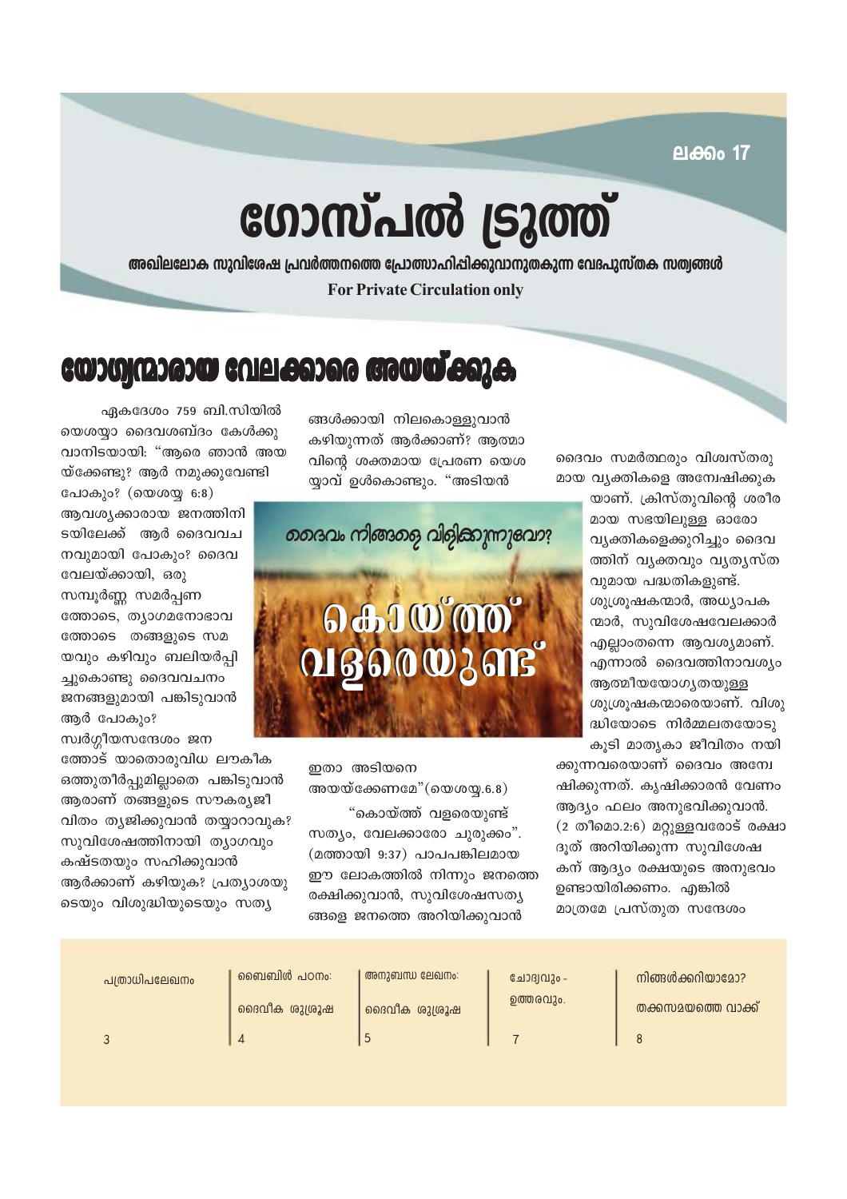ലക്കം 17

# ഗോസ്പൽ ട്രൂത്ത്

**അഖിലലോക സുവിശേഷ പ്രവർത്തനത്തെ പ്രോത്സാഹിപ്പിക്കുവാനുതകുന്ന വേദപുസ്തക സത്യങ്ങൾ**

**For Private Circulation only**

## യോഗ്യന്മാരായ വേലക്കാരെ അയയ്ക്കുക

ഏകദേശം 759 ബി.സിയിൽ യെശയ്യാ ദൈവശബ്ദം കേൾക്കുവാനിടയായി: "ആരെ ഞാൻ അയയ്ക്കേണ്ടു? ആർ നമുക്കുവേണ്ടി പോകും? (യെശയ്യ 6:8) ആവശ്യക്കാരായ ജനത്തിനിടയിലേക്ക് ആർ ദൈവവചനവുമായി പോകും? ദൈവവേലയ്ക്കായി, ഒരു സമ്പൂർണ്ണ സമർപ്പണത്തോടെ, ത്യാഗമനോഭാവത്തോടെ തങ്ങളുടെ സമയവും കഴിവും ബലിയർപ്പിച്ചുകൊണ്ടു ദൈവവചനം ജനങ്ങളുമായി പങ്കിടുവാൻ ആർ പോകും? സ്വർഗ്ഗീയസന്ദേശം ജനത്തോട് യാതൊരുവിധ ലൗകീക ഒത്തുതീർപ്പുമില്ലാതെ പങ്കിടുവാൻ ആരാണ് തങ്ങളുടെ സൗകര്യജീവിതം ത്യജിക്കുവാൻ തയ്യാറാവുക? സുവിശേഷത്തിനായി ത്യാഗവും കഷ്ടതയും സഹിക്കുവാൻ ആർക്കാണ് കഴിയുക? പ്രത്യാശയുടെയും വിശുദ്ധിയുടെയും സത്യങ്ങൾക്കായി നിലകൊള്ളുവാൻ കഴിയുന്നത് ആർക്കാണ്? ആത്മാവിന്റെ ശക്തമായ പ്രേരണ യെശയ്യാവ് ഉൾകൊണ്ടു. "അടിയൻ ഇതാ അടിയനെ അയയ്ക്കേണമേ"(യെശയ്യ.6.8)

ദൈവം നിങ്ങളെ വിളിക്കുന്നുവോ?

കൊയ്ത്ത് വളരെയുണ്ട്

"കൊയ്ത്ത് വളരെയുണ്ട് സത്യം, വേലക്കാരോ ചുരുക്കം". (മത്തായി 9:37) പാപപങ്കിലമായ ഈ ലോകത്തിൽ നിന്നും ജനത്തെ രക്ഷിക്കുവാൻ, സുവിശേഷസത്യങ്ങളെ ജനത്തെ അറിയിക്കുവാൻ ദൈവം സമർത്ഥരും വിശ്വസ്തരുമായ വ്യക്തികളെ അന്വേഷിക്കുകയാണ്. ക്രിസ്തുവിന്റെ ശരീരമായ സഭയിലുള്ള ഓരോ വ്യക്തികളെക്കുറിച്ചും ദൈവത്തിന് വ്യക്തവും വ്യത്യസ്തവുമായ പദ്ധതികളുണ്ട്. ശുശ്രൂഷകന്മാർ, അധ്യാപകന്മാർ, സുവിശേഷവേലക്കാർ എല്ലാംതന്നെ ആവശ്യമാണ്. എന്നാൽ ദൈവത്തിനാവശ്യം ആത്മീയയോഗ്യതയുള്ള ശുശ്രൂഷകന്മാരെയാണ്. വിശുദ്ധിയോടെ നിർമ്മലതയോടുകൂടി മാതൃകാ ജീവിതം നയിക്കുന്നവരെയാണ് ദൈവം അന്വേഷിക്കുന്നത്. കൃഷിക്കാരൻ വേണം ആദ്യം ഫലം അനുഭവിക്കുവാൻ. (2 തീമൊ.2:6) മറ്റുള്ളവരോട് രക്ഷാദൂത് അറിയിക്കുന്ന സുവിശേഷകന് ആദ്യം രക്ഷയുടെ അനുഭവം ഉണ്ടായിരിക്കണം. എങ്കിൽ മാത്രമേ പ്രസ്തുത സന്ദേശം

| പത്രാധിപലേഖനം | ബൈബിൾ പഠനം: ദൈവീക ശുശ്രൂഷ | അനുബന്ധ ലേഖനം: ദൈവീക ശുശ്രൂഷ | ചോദ്യവും - ഉത്തരവും. | നിങ്ങൾക്കറിയാമോ? തക്കസമയത്തെ വാക്ക് |
|---|---|---|---|---|
| 3 | 4 | 5 | 7 | 8 |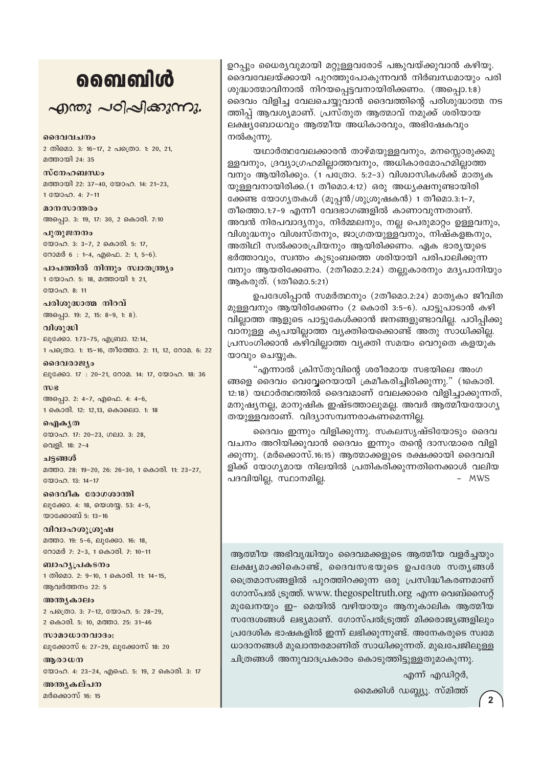# ബൈബിൾ

## എന്തു പഠിപ്പിക്കുന്നു.

**ദൈവവചനം**
2 തിമൊ. 3: 16-17, 2 പത്രൊ. 1: 20, 21, മത്തായി 24: 35

**സ്നേഹബന്ധം**
മത്തായി 22: 37-40, യോഹ. 14: 21-23, 1 യോഹ. 4: 7-11

**മാനസാന്തരം**
അപ്പൊ. 3: 19, 17: 30, 2 കൊരി. 7:10

**പുതുജനനം**
യോഹ. 3: 3-7, 2 കൊരി. 5: 17, റോമർ 6 : 1-4, എഫെ. 2: 1, 5-6).

**പാപത്തിൽ നിന്നും സ്വാതന്ത്ര്യം**
1 യോഹ. 5: 18, മത്തായി 1: 21, യോഹ. 8: 11

**പരിശുദ്ധാത്മ നിറവ്**
അപ്പൊ. 19: 2, 15: 8-9, 1: 8).

**വിശുദ്ധി**
ലൂക്കോ. 1:73-75, എബ്രാ. 12:14, 1 പത്രൊ. 1: 15-16, തീത്തോ. 2: 11, 12, റോമ. 6: 22

**ദൈവരാജ്യം**
ലൂക്കോ. 17 : 20-21, റോമ. 14: 17, യോഹ. 18: 36

**സഭ**
അപ്പൊ. 2: 4-7, എഫെ. 4: 4-6, 1 കൊരി. 12: 12,13, കൊലൊ. 1: 18

**ഐക്യത**
യോഹ. 17: 20-23, ഗലാ. 3: 28, വെളി. 18: 2-4

**ചട്ടങ്ങൾ**
മത്താ. 28: 19-20, 26: 26-30, 1 കൊരി. 11: 23-27, യോഹ. 13: 14-17

**ദൈവീക രോഗശാന്തി**
ലൂക്കോ. 4: 18, യെശയ്യ. 53: 4-5, യാക്കോബ് 5: 13-16

**വിവാഹശുശ്രൂഷ**
മത്താ. 19: 5-6, ലൂക്കോ. 16: 18, റോമർ 7: 2-3, 1 കൊരി. 7: 10-11

**ബാഹ്യപ്രകടനം**
1 തിമൊ. 2: 9-10, 1 കൊരി. 11: 14-15, ആവർത്തനം 22: 5

**അന്ത്യകാലം**
2 പത്രൊ. 3: 7-12, യോഹ. 5: 28-29, 2 കൊരി. 5: 10, മത്താ. 25: 31-46

**സാമാധാനവാദം:**
ലൂക്കോസ് 6: 27-29, ലൂക്കോസ് 18: 20

**ആരാധന**
യോഹ. 4: 23-24, എഫെ. 5: 19, 2 കൊരി. 3: 17

**അന്ത്യകല്പന**
മർക്കൊസ് 16: 15

ഉറപ്പും ധൈര്യവുമായി മറ്റുള്ളവരോട് പങ്കുവയ്ക്കുവാൻ കഴിയൂ. ദൈവവേലയ്ക്കായി പുറത്തുപോകുന്നവൻ നിർബന്ധമായും പരിശുദ്ധാത്മാവിനാൽ നിറയപ്പെട്ടവനായിരിക്കണം. (അപ്പൊ.1:8) ദൈവം വിളിച്ച വേലചെയ്യുവാൻ ദൈവത്തിന്റെ പരിശുദ്ധാത്മ നടത്തിപ്പ് ആവശ്യമാണ്. പ്രസ്തുത ആത്മാവ് നമുക്ക് ശരിയായ ലക്ഷ്യബോധവും ആത്മീയ അധികാരവും, അഭിഷേകവും നൽകുന്നു.

യഥാർത്ഥവേലക്കാരൻ താഴ്മയുള്ളവനും, മനസ്സൊരുക്കമുള്ളവനും, ദ്രവ്യാഗ്രഹമില്ലാത്തവനും, അധികാരമോഹമില്ലാത്തവനും ആയിരിക്കും. (1 പത്രൊ. 5:2-3) വിശ്വാസികൾക്ക് മാതൃകയുള്ളവനായിരിക്ക.(1 തീമൊ.4:12) ഒരു അധ്യക്ഷനുണ്ടായിരിക്കേണ്ട യോഗ്യതകൾ (മൂപ്പൻ/ശുശ്രൂഷകൻ) 1 തീമൊ.3:1-7, തീത്തൊ.1:7-9 എന്നീ വേദഭാഗങ്ങളിൽ കാണാവുന്നതാണ്. അവൻ നിരപവാദ്യനും, നിർമ്മലനും, നല്ല പെരുമാറ്റം ഉള്ളവനും, വിശുദ്ധനും വിശ്വസ്തനും, ജാഗ്രതയുള്ളവനും, നിഷ്കളങ്കനും, അതിഥി സൽക്കാരപ്രിയനും ആയിരിക്കണം. ഏക ഭാര്യയുടെ ഭർത്താവും, സ്വന്തം കുടുംബത്തെ ശരിയായി പരിപാലിക്കുന്നവനും ആയരിക്കേണം. (2തീമൊ.2:24) തല്ലുകാരനും മദ്യപാനിയും ആകരുത്. (1തീമൊ.5:21)

ഉപദേശിപ്പാൻ സമർത്ഥനും (2തീമൊ.2:24) മാതൃകാ ജീവിതമുള്ളവനും ആയിരിക്കേണം (2 കൊരി 3:5-6). പാട്ടുപാടാൻ കഴിവില്ലാത്ത ആളുടെ പാട്ടുകേൾക്കാൻ ജനങ്ങളുണ്ടാവില്ല. പഠിപ്പിക്കുവാനുള്ള കൃപയില്ലാത്ത വ്യക്തിയെക്കൊണ്ട് അതു സാധിക്കില്ല. പ്രസംഗിക്കാൻ കഴിവില്ലാത്ത വ്യക്തി സമയം വെറുതെ കളയുകയാവും ചെയ്യുക.

"എന്നാൽ ക്രിസ്തുവിന്റെ ശരീരമായ സഭയിലെ അംഗങ്ങളെ ദൈവം വെവ്വേറെയായി ക്രമീകരിച്ചിരിക്കുന്നു." (1കൊരി. 12:18) യഥാർത്ഥത്തിൽ ദൈവമാണ് വേലക്കാരെ വിളിച്ചാക്കുന്നത്, മനുഷ്യനല്ല, മാനുഷിക ഇഷ്ടത്താലുമല്ല. അവർ ആത്മീയയോഗ്യതയുള്ളവരാണ്. വിദ്യാസമ്പന്നരാകണമെന്നില്ല.

ദൈവം ഇന്നും വിളിക്കുന്നു. സകലസൃഷ്ടിയോടും ദൈവവചനം അറിയിക്കുവാൻ ദൈവം ഇന്നും തന്റെ ദാസന്മാരെ വിളിക്കുന്നു. (മർക്കൊസ്.16:15) ആത്മാക്കളുടെ രക്ഷക്കായി ദൈവവിളിക്ക് യോഗ്യമായ നിലയിൽ പ്രതികരിക്കുന്നതിനെക്കാൾ വലിയ പദവിയില്ല, സ്ഥാനമില്ല. - MWS

ആത്മീയ അഭിവൃദ്ധിയും ദൈവമക്കളുടെ ആത്മീയ വളർച്ചയും ലക്ഷ്യമാക്കികൊണ്ട്, ദൈവസഭയുടെ ഉപദേശ സത്യങ്ങൾ ത്രൈമാസങ്ങളിൽ പുറത്തിറക്കുന്ന ഒരു പ്രസിദ്ധീകരണമാണ് ഗോസ്പൽ ട്രൂത്ത്. www. thegospeltruth.org എന്ന വെബ്സൈറ്റ് മുഖേനയും ഇ- മെയിൽ വഴിയായും ആനുകാലിക ആത്മീയ സന്ദേശങ്ങൾ ലഭ്യമാണ്. ഗോസ്പൽട്രൂത്ത് മിക്കരാജ്യങ്ങളിലും പ്രദേശിക ഭാഷകളിൽ ഇന്ന് ലഭിക്കുന്നുണ്ട്. അനേകരുടെ സ്വമേധാദാനങ്ങൾ മുഖാന്തരമാണിത് സാധിക്കുന്നത്. മുഖപേജിലുള്ള ചിത്രങ്ങൾ അനുവാദപ്രകാരം കൊടുത്തിട്ടുള്ളതുമാകുന്നു.

എന്ന് എഡിറ്റർ,

മൈക്കിൾ ഡബ്ല്യൂ. സ്മിത്ത്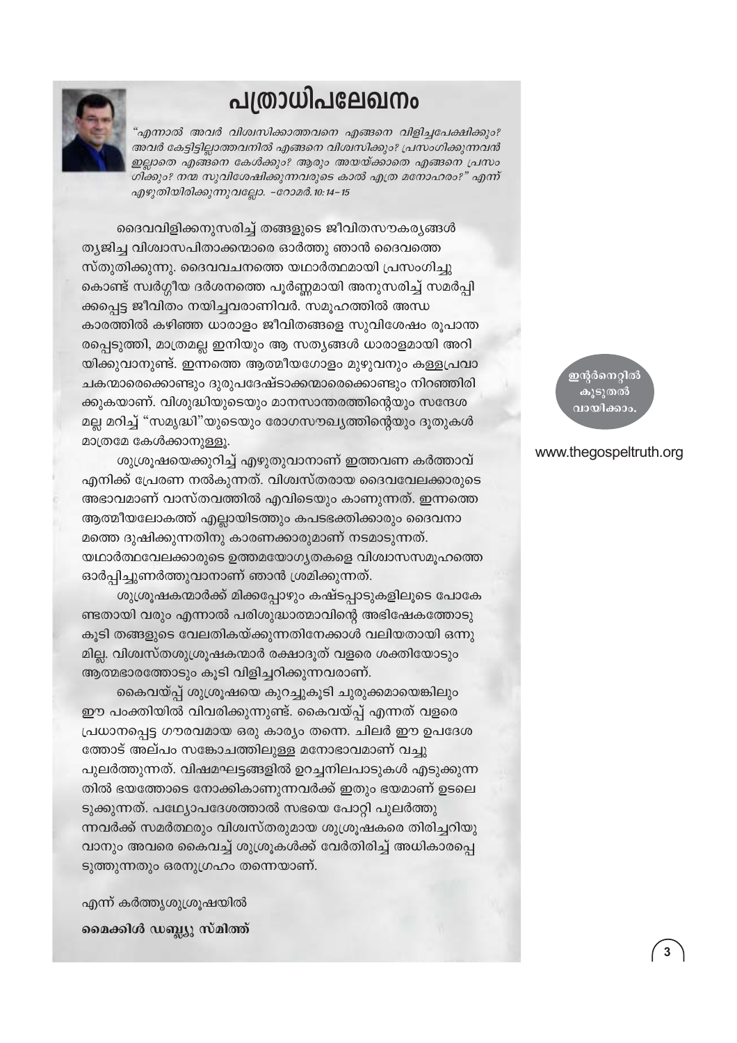# പത്രാധിപലേഖനം

*“എന്നാൽ അവർ വിശ്വസിക്കാത്തവനെ എങ്ങനെ വിളിച്ചപേക്ഷിക്കും? അവർ കേട്ടിട്ടില്ലാത്തവനിൽ എങ്ങനെ വിശ്വസിക്കും? പ്രസംഗിക്കുന്നവൻ ഇല്ലാതെ എങ്ങനെ കേൾക്കും? ആരും അയയ്ക്കാതെ എങ്ങനെ പ്രസംഗിക്കും? നന്മ സുവിശേഷിക്കുന്നവരുടെ കാൽ എത്ര മനോഹരം?” എന്ന് എഴുതിയിരിക്കുന്നുവല്ലോ. -റോമർ.10:14-15*

ദൈവവിളിക്കനുസരിച്ച് തങ്ങളുടെ ജീവിതസൗകര്യങ്ങൾ ത്യജിച്ച വിശ്വാസപിതാക്കന്മാരെ ഓർത്തു ഞാൻ ദൈവത്തെ സ്തുതിക്കുന്നു. ദൈവവചനത്തെ യഥാർത്ഥമായി പ്രസംഗിച്ചുകൊണ്ട് സ്വർഗ്ഗീയ ദർശനത്തെ പൂർണ്ണമായി അനുസരിച്ച് സമർപ്പിക്കപ്പെട്ട ജീവിതം നയിച്ചവരാണിവർ. സമൂഹത്തിൽ അന്ധകാരത്തിൽ കഴിഞ്ഞ ധാരാളം ജീവിതങ്ങളെ സുവിശേഷം രൂപാന്തരപ്പെടുത്തി, മാത്രമല്ല ഇനിയും ആ സത്യങ്ങൾ ധാരാളമായി അറിയിക്കുവാനുണ്ട്. ഇന്നത്തെ ആത്മീയഗോളം മുഴുവനും കള്ളപ്രവാചകന്മാരെക്കൊണ്ടും ദുരുപദേഷ്ടാക്കന്മാരെക്കൊണ്ടും നിറഞ്ഞിരിക്കുകയാണ്. വിശുദ്ധിയുടെയും മാനസാന്തരത്തിന്റെയും സന്ദേശമല്ല മറിച്ച് “സമൃദ്ധി”യുടെയും രോഗസൗഖ്യത്തിന്റെയും ദൂതുകൾ മാത്രമേ കേൾക്കാനുള്ളു.

ശുശ്രൂഷയെക്കുറിച്ച് എഴുതുവാനാണ് ഇത്തവണ കർത്താവ് എനിക്ക് പ്രേരണ നൽകുന്നത്. വിശ്വസ്തരായ ദൈവവേലക്കാരുടെ അഭാവമാണ് വാസ്തവത്തിൽ എവിടെയും കാണുന്നത്. ഇന്നത്തെ ആത്മീയലോകത്ത് എല്ലായിടത്തും കപടഭക്തിക്കാരും ദൈവനാമത്തെ ദുഷിക്കുന്നതിനു കാരണക്കാരുമാണ് നടമാടുന്നത്. യഥാർത്ഥവേലക്കാരുടെ ഉത്തമയോഗ്യതകളെ വിശ്വാസസമൂഹത്തെ ഓർപ്പിച്ചുണർത്തുവാനാണ് ഞാൻ ശ്രമിക്കുന്നത്.

ശുശ്രൂഷകന്മാർക്ക് മിക്കപ്പോഴും കഷ്ടപ്പാടുകളിലൂടെ പോകേണ്ടതായി വരും എന്നാൽ പരിശുദ്ധാത്മാവിന്റെ അഭിഷേകത്തോടുകൂടി തങ്ങളുടെ വേലതികയ്ക്കുന്നതിനേക്കാൾ വലിയതായി ഒന്നുമില്ല. വിശ്വസ്തശുശ്രൂഷകന്മാർ രക്ഷാദൂത് വളരെ ശക്തിയോടും ആത്മഭാരത്തോടും കൂടി വിളിച്ചറിക്കുന്നവരാണ്.

കൈവയ്പ്പ് ശുശ്രൂഷയെ കുറച്ചുകൂടി ചുരുക്കമായെങ്കിലും ഈ പംക്തിയിൽ വിവരിക്കുന്നുണ്ട്. കൈവയ്പ്പ് എന്നത് വളരെ പ്രധാനപ്പെട്ട ഗൗരവമായ ഒരു കാര്യം തന്നെ. ചിലർ ഈ ഉപദേശത്തോട് അല്പം സങ്കോചത്തിലുള്ള മനോഭാവമാണ് വച്ചുപുലർത്തുന്നത്. വിഷമഘട്ടങ്ങളിൽ ഉറച്ചനിലപാടുകൾ എടുക്കുന്നതിൽ ഭയത്തോടെ നോക്കികാണുന്നവർക്ക് ഇതും ഭയമാണ് ഉടലെടുക്കുന്നത്. പഥ്യോപദേശത്താൽ സഭയെ പോറ്റി പുലർത്തുന്നവർക്ക് സമർത്ഥരും വിശ്വസ്തരുമായ ശുശ്രൂഷകരെ തിരിച്ചറിയുവാനും അവരെ കൈവച്ച് ശുശ്രൂകൾക്ക് വേർതിരിച്ച് അധികാരപ്പെടുത്തുന്നതും ഒരനുഗ്രഹം തന്നെയാണ്.

എന്ന് കർത്തൃശുശ്രൂഷയിൽ

**മൈക്കിൾ ഡബ്ല്യു സ്മിത്ത്**

ഇന്റർനെറ്റിൽ കൂടുതൽ വായിക്കാം.

www.thegospeltruth.org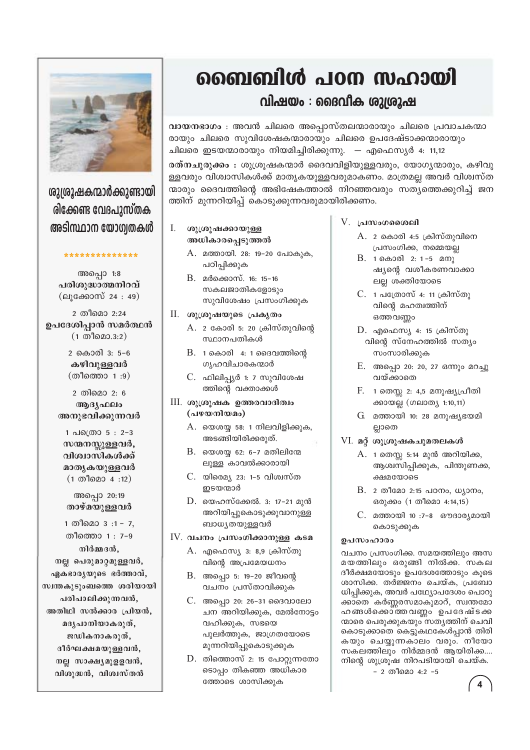# ബൈബിൾ പഠന സഹായി

## വിഷയം : ദൈവീക ശുശ്രൂഷ

**വായനഭാഗം** : അവൻ ചിലരെ അപ്പൊസ്തലന്മാരായും ചിലരെ പ്രവാചകന്മാരായും ചിലരെ സുവിശേഷകന്മാരായും ചിലരെ ഉപദേഷ്ടാക്കന്മാരായും ചിലരെ ഇടയന്മാരായും നിയമിച്ചിരിക്കുന്നു. — എഫെസ്യർ 4: 11,12

**രത്നചുരുക്കം :** ശുശ്രൂഷകന്മാർ ദൈവവിളിയുള്ളവരും, യോഗ്യന്മാരും, കഴിവുള്ളവരും വിശ്വാസികൾക്ക് മാതൃകയുള്ളവരുമാകണം. മാത്രമല്ല അവർ വിശ്വസ്തന്മാരും ദൈവത്തിന്റെ അഭിഷേകത്താൽ നിറഞ്ഞവരും സത്യത്തെക്കുറിച്ച് ജനത്തിന് മുന്നറിയിപ്പ് കൊടുക്കുന്നവരുമായിരിക്കണം.

### I. ശുശ്രൂഷക്കായുള്ള അധികാരപ്പെടുത്തൽ

A. മത്തായി. 28: 19–20 പോകുക, പഠിപ്പിക്കുക

B. മർക്കൊസ്. 16: 15–16 സകലജാതികളോടും സുവിശേഷം പ്രസംഗിക്കുക

### II. ശുശ്രൂഷയുടെ പ്രകൃതം

A. 2 കോരി 5: 20 ക്രിസ്തുവിന്റെ സ്ഥാനപതികൾ

B. 1 കൊരി 4: 1 ദൈവത്തിന്റെ ഗൃഹവിചാരകന്മാർ

C. ഫിലിപ്പ്യർ 1: 7 സുവിശേഷത്തിന്റെ വക്താക്കൾ

### III. ശുശ്രൂഷക ഉത്തരവാദിത്വം (പഴയനിയമം)

A. യെശയ്യ 58: 1 നിലവിളിക്കുക, അടങ്ങിയിരിക്കരുത്.

B. യെശയ്യ 62: 6–7 മതിലിന്മേലുള്ള കാവൽക്കാരായി

C. യിരെമ്യ 23: 1–5 വിശ്വസ്ത ഇടയന്മാർ

D. യെഹസ്ക്കേൽ. 3: 17–21 മുൻ അറിയിപ്പുകൊടുക്കുവാനുള്ള ബാധ്യതയുള്ളവർ

### IV. വചനം പ്രസംഗിക്കാനുള്ള കടമ

A. എഫെസ്യ 3: 8,9 ക്രിസ്തുവിന്റെ അപ്രമേയധനം

B. അപ്പൊ 5: 19–20 ജീവന്റെ വചനം പ്രസ്താവിക്കുക

C. അപ്പൊ 20: 26–31 ദൈവാലോചന അറിയിക്കുക, മേൽനോട്ടം വഹിക്കുക, സഭയെ പുലർത്തുക, ജാഗ്രതയോടെ മുന്നറിയിപ്പുകൊടുക്കുക

D. തിത്തൊസ് 2: 15 പോറ്റുന്നതോടൊപ്പം തികഞ്ഞ അധികാരത്തോടെ ശാസിക്കുക

### V. പ്രസംഗശൈലി

A. 2 കൊരി 4:5 ക്രിസ്തുവിനെ പ്രസംഗിക്ക, നമ്മെയല്ല

B. 1 കൊരി 2: 1–5 മനുഷ്യന്റെ വശീകരണവാക്കാലല്ല ശക്തിയോടെ

C. 1 പത്രോസ് 4: 11 ക്രിസ്തുവിന്റെ മഹത്വത്തിന് ഒത്തവണ്ണം

D. എഫെസ്യ 4: 15 ക്രിസ്തുവിന്റെ സ്നേഹത്തിൽ സത്യം സംസാരിക്കുക

E. അപ്പൊ 20: 20, 27 ഒന്നും മറച്ചുവയ്ക്കാതെ

F. 1 തെസ്സ 2: 4,5 മനുഷ്യപ്രീതിക്കായല്ല (ഗലാത്യ 1:10,11)

G. മത്തായി 10: 28 മനുഷ്യഭയമില്ലാതെ

### VI. മറ്റ് ശുശ്രൂഷകചുമതലകൾ

A. 1 തെസ്സ 5:14 മുൻ അറിയിക്ക, ആശ്വസിപ്പിക്കുക, പിന്തുണക്ക, ക്ഷമയോടെ

B. 2 തീമോ 2:15 പഠനം, ധ്യാനം, ഒരുക്കം (1 തീമൊ 4:14,15)

C. മത്തായി 10 :7–8 ഔദാര്യമായി കൊടുക്കുക

### ഉപസംഹാരം

വചനം പ്രസംഗിക്ക. സമയത്തിലും അസമയത്തിലും ഒരുങ്ങി നിൽക്ക. സകല ദീർക്ഷമയോടും ഉപദേശത്തോടും കൂടെ ശാസിക്ക. തർജ്ജനം ചെയ്ക, പ്രബോധിപ്പിക്കുക, അവർ പഥ്യോപദേശം പൊറുക്കാതെ കർണ്ണരസമാകുമാറ്, സ്വന്തമോഹങ്ങൾക്കൊത്തവണ്ണം ഉപദേഷ്ടക്കന്മാരെ പെരുക്കുകയും സത്യത്തിന് ചെവി കൊടുക്കാതെ കെട്ടുകഥകേൾപ്പാൻ തിരികയും ചെയ്യുന്നകാലം വരും. നീയോ സകലത്തിലും നിർമ്മദൻ ആയിരിക്ക.... നിന്റെ ശുശ്രൂഷ നിറപടിയായി ചെയ്ക.

– 2 തീമൊ 4:2 –5

---

## ശുശ്രൂഷകന്മാർക്കുണ്ടായിരിക്കേണ്ട വേദപുസ്തക അടിസ്ഥാന യോഗ്യതകൾ

**************

അപ്പൊ 1:8
**പരിശുദ്ധാത്മനിറവ്**
(ലൂക്കോസ് 24 : 49)

2 തീമൊ 2:24
**ഉപദേശിപ്പാൻ സമർത്ഥൻ**
(1 തീമൊ.3:2)

2 കൊരി 3: 5–6
**കഴിവുള്ളവർ**
(തീത്തൊ 1 :9)

2 തിമൊ 2: 6
**ആദ്യഫലം അനുഭവിക്കുന്നവർ**

1 പത്രൊ 5 : 2–3
**സന്മനസ്സുള്ളവർ, വിശ്വാസികൾക്ക് മാതൃകയുള്ളവർ**
(1 തീമൊ 4 :12)

അപ്പൊ 20:19
**താഴ്മയുള്ളവർ**

1 തീമൊ 3 :1 – 7,
തീത്തൊ 1 : 7–9
**നിർമ്മദൻ,
നല്ല പെരുമാറ്റമുള്ളവർ,
ഏകഭാര്യയുടെ ഭർത്താവ്,
സ്വന്തകുടുംബത്തെ ശരിയായി പരിപാലിക്കുന്നവൻ,
അതിഥി സൽക്കാര പ്രിയൻ,
മദ്യപാനിയാകരുത്,
ജഡികനാകരുത്,
ദീർഘക്ഷമയുള്ളവൻ,
നല്ല സാക്ഷ്യമുളളവൻ,
വിശുദ്ധൻ, വിശ്വസ്തൻ**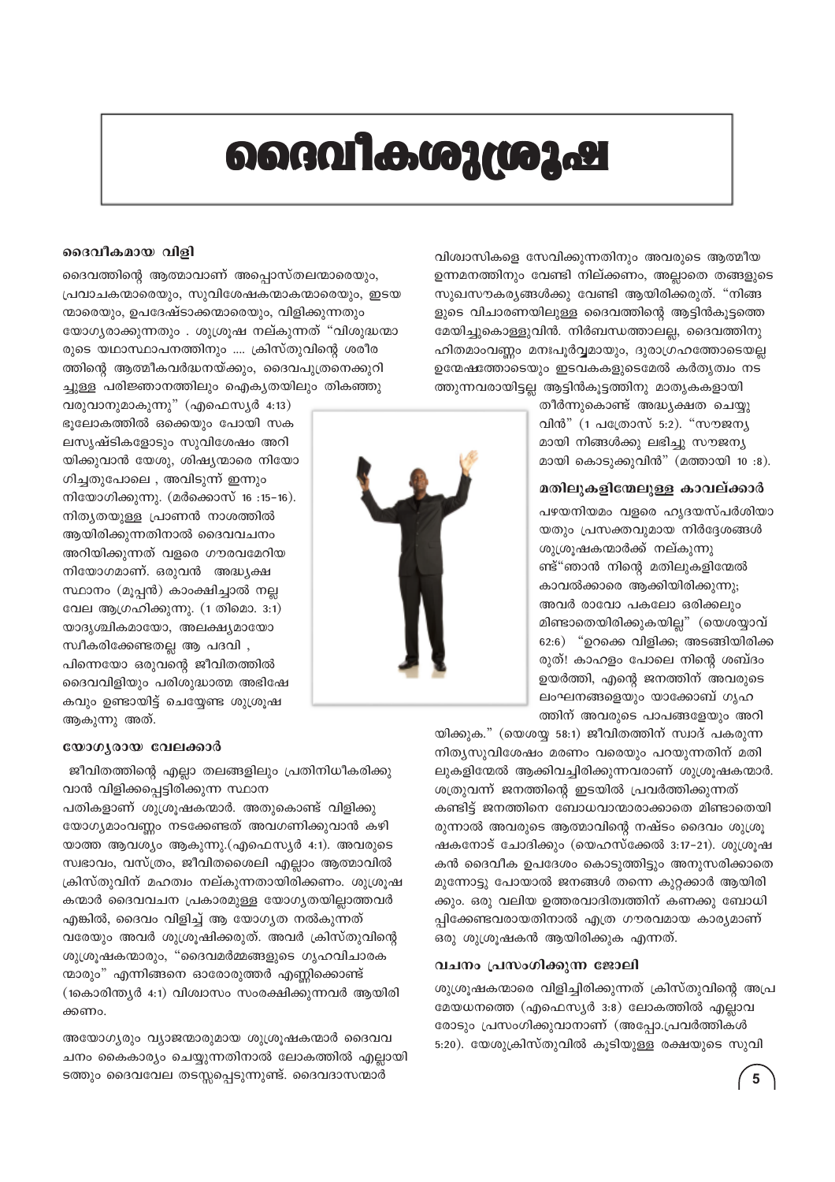# ദൈവീകശുശ്രൂഷ

### ദൈവീകമായ വിളി

ദൈവത്തിന്റെ ആത്മാവാണ് അപ്പൊസ്തലന്മാരെയും, പ്രവാചകന്മാരെയും, സുവിശേഷകന്മാരെയും, ഇടയന്മാരെയും, ഉപദേഷ്ടാക്കന്മാരെയും, വിളിക്കുന്നതും യോഗ്യരാക്കുന്നതും . ശുശ്രൂഷ നല്കുന്നത് "വിശുദ്ധന്മാരുടെ യഥാസ്ഥാപനത്തിനും .... ക്രിസ്തുവിന്റെ ശരീരത്തിന്റെ ആത്മീകവർദ്ധനയ്ക്കും, ദൈവപുത്രനെക്കുറിച്ചുള്ള പരിജ്ഞാനത്തിലും ഐക്യതയിലും തികഞ്ഞു വരുവാനുമാകുന്നു" (എഫെസ്യർ 4:13) ഭൂലോകത്തിൽ ഒക്കെയും പോയി സകലസൃഷ്ടികളോടും സുവിശേഷം അറിയിക്കുവാൻ യേശു, ശിഷ്യന്മാരെ നിയോഗിച്ചതുപോലെ , അവിടുന്ന് ഇന്നും നിയോഗിക്കുന്നു. (മർക്കൊസ് 16 :15–16). നിത്യതയുള്ള പ്രാണൻ നാശത്തിൽ ആയിരിക്കുന്നതിനാൽ ദൈവവചനം അറിയിക്കുന്നത് വളരെ ഗൗരവമേറിയ നിയോഗമാണ്. ഒരുവൻ അദ്ധ്യക്ഷസ്ഥാനം (മൂപ്പൻ) കാംക്ഷിച്ചാൽ നല്ല വേല ആഗ്രഹിക്കുന്നു. (1 തിമൊ. 3:1) യാദൃശ്ചികമായോ, അലക്ഷ്യമായോ സ്വീകരിക്കേണ്ടതല്ല ആ പദവി , പിന്നെയോ ഒരുവന്റെ ജീവിതത്തിൽ ദൈവവിളിയും പരിശുദ്ധാത്മ അഭിഷേകവും ഉണ്ടായിട്ട് ചെയ്യേണ്ട ശുശ്രൂഷ ആകുന്നു അത്.

### യോഗ്യരായ വേലക്കാർ

ജീവിതത്തിന്റെ എല്ലാ തലങ്ങളിലും പ്രതിനിധീകരിക്കുവാൻ വിളിക്കപ്പെട്ടിരിക്കുന്ന സ്ഥാനപതികളാണ് ശുശ്രൂഷകന്മാർ. അതുകൊണ്ട് വിളിക്കു യോഗ്യമാംവണ്ണം നടക്കേണ്ടത് അവഗണിക്കുവാൻ കഴിയാത്ത ആവശ്യം ആകുന്നു.(എഫെസ്യർ 4:1). അവരുടെ സ്വഭാവം, വസ്ത്രം, ജീവിതശൈലി എല്ലാം ആത്മാവിൽ ക്രിസ്തുവിന് മഹത്വം നല്കുന്നതായിരിക്കണം. ശുശ്രൂഷകന്മാർ ദൈവവചന പ്രകാരമുള്ള യോഗ്യതയില്ലാത്തവർ എങ്കിൽ, ദൈവം വിളിച്ച് ആ യോഗ്യത നൽകുന്നത് വരേയും അവർ ശുശ്രൂഷിക്കരുത്. അവർ ക്രിസ്തുവിന്റെ ശുശ്രൂഷകന്മാരും, "ദൈവമർമ്മങ്ങളുടെ ഗൃഹവിചാരകന്മാരും" എന്നിങ്ങനെ ഓരോരുത്തർ എണ്ണിക്കൊണ്ട് (1കൊരിന്ത്യർ 4:1) വിശ്വാസം സംരക്ഷിക്കുന്നവർ ആയിരിക്കണം.

അയോഗ്യരും വ്യാജന്മാരുമായ ശുശ്രൂഷകന്മാർ ദൈവവചനം കൈകാര്യം ചെയ്യുന്നതിനാൽ ലോകത്തിൽ എല്ലായിടത്തും ദൈവവേല തടസ്സപ്പെടുന്നുണ്ട്. ദൈവദാസന്മാർ വിശ്വാസികളെ സേവിക്കുന്നതിനും അവരുടെ ആത്മീയ ഉന്നമനത്തിനും വേണ്ടി നില്ക്കണം, അല്ലാതെ തങ്ങളുടെ സുഖസൗകര്യങ്ങൾക്കു വേണ്ടി ആയിരിക്കരുത്. "നിങ്ങളുടെ വിചാരണയിലുള്ള ദൈവത്തിന്റെ ആട്ടിൻകൂട്ടത്തെ മേയിച്ചുകൊള്ളുവിൻ. നിർബന്ധത്താലല്ല, ദൈവത്തിനു ഹിതമാംവണ്ണം മനഃപൂർവ്വമായും, ദുരാഗ്രഹത്തോടെയല്ല ഉന്മേഷത്തോടെയും ഇടവകകളുടെമേൽ കർതൃത്വം നടത്തുന്നവരായിട്ടല്ല ആട്ടിൻകൂട്ടത്തിനു മാതൃകകളായി തീർന്നുകൊണ്ട് അദ്ധ്യക്ഷത ചെയ്യുവിൻ" (1 പത്രോസ് 5:2). "സൗജന്യമായി നിങ്ങൾക്കു ലഭിച്ചു സൗജന്യമായി കൊടുക്കുവിൻ" (മത്തായി 10 :8).

### മതിലുകളിന്മേലുള്ള കാവല്ക്കാർ

പഴയനിയമം വളരെ ഹൃദയസ്പർശിയായതും പ്രസക്തവുമായ നിർദ്ദേശങ്ങൾ ശുശ്രൂഷകന്മാർക്ക് നല്കുന്നുണ്ട്"ഞാൻ നിന്റെ മതിലുകളിന്മേൽ കാവൽക്കാരെ ആക്കിയിരിക്കുന്നു; അവർ രാവോ പകലോ ഒരിക്കലും മിണ്ടാതെയിരിക്കുകയില്ല" (യെശയ്യാവ് 62:6) "ഉറക്കെ വിളിക്ക; അടങ്ങിയിരിക്കരുത്! കാഹളം പോലെ നിന്റെ ശബ്ദം ഉയർത്തി, എന്റെ ജനത്തിന് അവരുടെ ലംഘനങ്ങളെയും യാക്കോബ് ഗൃഹത്തിന് അവരുടെ പാപങ്ങളേയും അറിയിക്കുക." (യെശയ്യ 58:1) ജീവിതത്തിന് സ്വാദ് പകരുന്ന നിത്യസുവിശേഷം മരണം വരെയും പറയുന്നതിന് മതിലുകളിന്മേൽ ആക്കിവച്ചിരിക്കുന്നവരാണ് ശുശ്രൂഷകന്മാർ. ശത്രുവന്ന് ജനത്തിന്റെ ഇടയിൽ പ്രവർത്തിക്കുന്നത് കണ്ടിട്ട് ജനത്തിനെ ബോധവാന്മാരാക്കാതെ മിണ്ടാതെയിരുന്നാൽ അവരുടെ ആത്മാവിന്റെ നഷ്ടം ദൈവം ശുശ്രൂഷകനോട് ചോദിക്കും (യെഹസ്ക്കേൽ 3:17–21). ശുശ്രൂഷകൻ ദൈവീക ഉപദേശം കൊടുത്തിട്ടും അനുസരിക്കാതെ മുന്നോട്ടു പോയാൽ ജനങ്ങൾ തന്നെ കുറ്റക്കാർ ആയിരിക്കും. ഒരു വലിയ ഉത്തരവാദിത്വത്തിന് കണക്കു ബോധിപ്പിക്കേണ്ടവരായതിനാൽ എത്ര ഗൗരവമായ കാര്യമാണ് ഒരു ശുശ്രൂഷകൻ ആയിരിക്കുക എന്നത്.

### വചനം പ്രസംഗിക്കുന്ന ജോലി

ശുശ്രൂഷകന്മാരെ വിളിച്ചിരിക്കുന്നത് ക്രിസ്തുവിന്റെ അപ്രമേയധനത്തെ (എഫെസ്യർ 3:8) ലോകത്തിൽ എല്ലാവരോടും പ്രസംഗിക്കുവാനാണ് (അപ്പോ.പ്രവർത്തികൾ 5:20). യേശുക്രിസ്തുവിൽ കൂടിയുള്ള രക്ഷയുടെ സുവി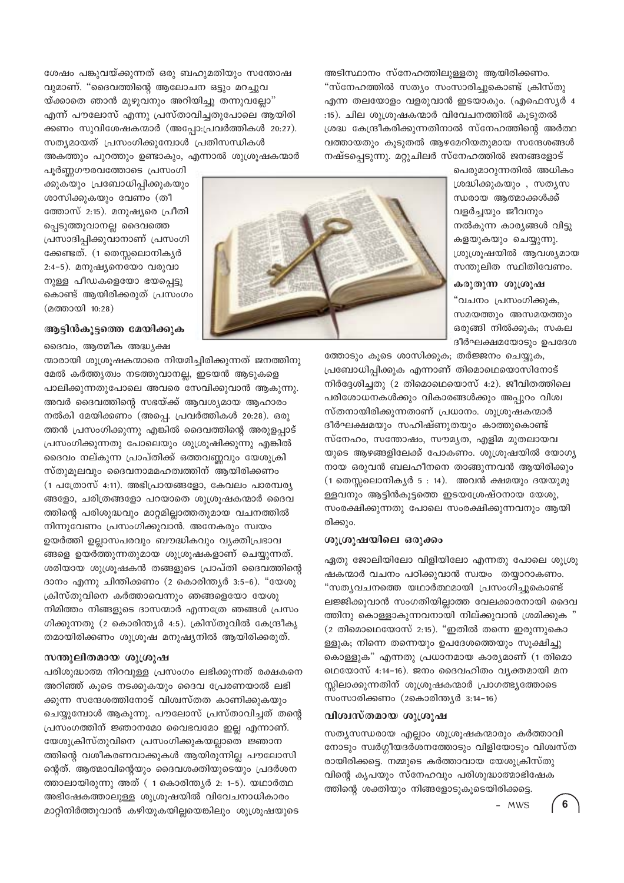ശേഷം പങ്കുവയ്ക്കുന്നത് ഒരു ബഹുമതിയും സന്തോഷവുമാണ്. "ദൈവത്തിന്റെ ആലോചന ഒട്ടും മറച്ചുവയ്ക്കാതെ ഞാൻ മുഴുവനും അറിയിച്ചു തന്നുവല്ലോ" എന്ന് പൗലോസ് എന്നു പ്രസ്താവിച്ചതുപോലെ ആയിരിക്കണം സുവിശേഷകന്മാർ (അപ്പോ:പ്രവർത്തികൾ 20:27). സത്യമായത് പ്രസംഗിക്കുമ്പോൾ പ്രതിസന്ധികൾ അകത്തും പുറത്തും ഉണ്ടാകും, എന്നാൽ ശുശ്രൂഷകന്മാർ പൂർണ്ണഗൗരവത്തോടെ പ്രസംഗിക്കുകയും പ്രബോധിപ്പിക്കുകയും ശാസിക്കുകയും വേണം (തീത്തോസ് 2:15). മനുഷ്യരെ പ്രീതിപ്പെടുത്തുവാനല്ല ദൈവത്തെ പ്രസാദിപ്പിക്കുവാനാണ് പ്രസംഗിക്കേണ്ടത്. (1 തെസ്സലൊനികൃർ 2:4-5). മനുഷ്യനെയോ വരുവാനുള്ള പീഡകളെയോ ഭയപ്പെട്ടുകൊണ്ട് ആയിരിക്കരുത് പ്രസംഗം (മത്തായി 10:28)

### ആട്ടിൻകൂട്ടത്തെ മേയിക്കുക

ദൈവം, ആത്മീക അദ്ധ്യക്ഷന്മാരായി ശുശ്രൂഷകന്മാരെ നിയമിച്ചിരിക്കുന്നത് ജനത്തിനുമേൽ കർത്തൃത്വം നടത്തുവാനല്ല, ഇടയൻ ആടുകളെ പാലിക്കുന്നതുപോലെ അവരെ സേവിക്കുവാൻ ആകുന്നു. അവർ ദൈവത്തിന്റെ സഭയ്ക്ക് ആവശ്യമായ ആഹാരം നൽകി മേയിക്കണം (അപ്പെ. പ്രവർത്തികൾ 20:28). ഒരുത്തൻ പ്രസംഗിക്കുന്നു എങ്കിൽ ദൈവത്തിന്റെ അരുളപ്പാട് പ്രസംഗിക്കുന്നതു പോലെയും ശുശ്രൂഷിക്കുന്നു എങ്കിൽ ദൈവം നല്കുന്ന പ്രാപ്തിക്ക് ഒത്തവണ്ണവും യേശുക്രിസ്തുമൂലവും ദൈവനാമമഹത്വത്തിന് ആയിരിക്കണം (1 പത്രോസ് 4:11). അഭിപ്രായങ്ങളോ, കേവലം പാരമ്പര്യങ്ങളോ, ചരിത്രങ്ങളോ പറയാതെ ശുശ്രൂഷകന്മാർ ദൈവത്തിന്റെ പരിശുദ്ധവും മാറ്റമില്ലാത്തതുമായ വചനത്തിൽ നിന്നുവേണം പ്രസംഗിക്കുവാൻ. അനേകരും സ്വയം ഉയർത്തി ഉല്ലാസപരവും ബൗദ്ധികവും വ്യക്തിപ്രഭാവങ്ങളെ ഉയർത്തുന്നതുമായ ശുശ്രൂഷകളാണ് ചെയ്യുന്നത്. ശരിയായ ശുശ്രൂഷകൻ തങ്ങളുടെ പ്രാപ്തി ദൈവത്തിന്റെ ദാനം എന്നു ചിന്തിക്കണം (2 കൊരിന്ത്യർ 3:5-6). "യേശുക്രിസ്തുവിനെ കർത്താവെന്നും ഞങ്ങളെയോ യേശുനിമിത്തം നിങ്ങളുടെ ദാസന്മാർ എന്നത്രെ ഞങ്ങൾ പ്രസംഗിക്കുന്നതു (2 കൊരിന്ത്യർ 4:5). ക്രിസ്തുവിൽ കേന്ദ്രീകൃതമായിരിക്കണം ശുശ്രൂഷ മനുഷ്യനിൽ ആയിരിക്കരുത്.

### സന്തുലിതമായ ശുശ്രൂഷ

പരിശുദ്ധാത്മ നിറവുള്ള പ്രസംഗം ലഭിക്കുന്നത് രക്ഷകനെ അറിഞ്ഞ് കൂടെ നടക്കുകയും ദൈവ പ്രേരണയാൽ ലഭിക്കുന്ന സന്ദേശത്തിനോട് വിശ്വസ്തത കാണിക്കുകയും ചെയ്യുമ്പോൾ ആകുന്നു. പൗലോസ് പ്രസ്താവിച്ചത് തന്റെ പ്രസംഗത്തിന് ജ്ഞാനമോ വൈഭവമോ ഇല്ല എന്നാണ്. യേശുക്രിസ്തുവിനെ പ്രസംഗിക്കുകയല്ലാതെ ജ്ഞാനത്തിന്റെ വശീകരണവാക്കുകൾ ആയിരുന്നില്ല പൗലോസിന്റെത്. ആത്മാവിന്റെയും ദൈവശക്തിയുടെയും പ്രദർശനത്താലായിരുന്നു അത് ( 1 കൊരിന്ത്യർ 2: 1-5). യഥാർത്ഥ അഭിഷേകത്താലുള്ള ശുശ്രൂഷയിൽ വിവേചനാധികാരം മാറ്റിനിർത്തുവാൻ കഴിയുകയില്ലയെങ്കിലും ശുശ്രൂഷയുടെ അടിസ്ഥാനം സ്നേഹത്തിലുള്ളതു ആയിരിക്കണം. "സ്നേഹത്തിൽ സത്യം സംസാരിച്ചുകൊണ്ട് ക്രിസ്തു എന്ന തലയോളം വളരുവാൻ ഇടയാകും. (എഫെസ്യർ 4 :15). ചില ശുശ്രൂഷകന്മാർ വിവേചനത്തിൽ കൂടുതൽ ശ്രദ്ധ കേന്ദ്രീകരിക്കുന്നതിനാൽ സ്നേഹത്തിന്റെ അർത്ഥവത്തായതും കൂടുതൽ ആഴമേറിയതുമായ സന്ദേശങ്ങൾ നഷ്ടപ്പെടുന്നു. മറ്റുചിലർ സ്നേഹത്തിൽ ജനങ്ങളോട് പെരുമാറുന്നതിൽ അധികം ശ്രദ്ധിക്കുകയും , സത്യസന്ധരായ ആത്മാക്കൾക്ക് വളർച്ചയും ജീവനും നൽകുന്ന കാര്യങ്ങൾ വിട്ടുകളയുകയും ചെയ്യുന്നു. ശുശ്രൂഷയിൽ ആവശ്യമായ സന്തുലിത സ്ഥിതിവേണം.

### കരുതുന്ന ശുശ്രൂഷ

"വചനം പ്രസംഗിക്കുക, സമയത്തും അസമയത്തും ഒരുങ്ങി നിൽക്കുക; സകല ദീർഘക്ഷമയോടും ഉപദേശത്തോടും കൂടെ ശാസിക്കുക; തർജ്ജനം ചെയ്യുക, പ്രബോധിപ്പിക്കുക എന്നാണ് തിമൊഥെയൊസിനോട് നിർദ്ദേശിച്ചതു (2 തിമൊഥെയൊസ് 4:2). ജീവിതത്തിലെ പരിശോധനകൾക്കും വികാരങ്ങൾക്കും അപ്പുറം വിശ്വസ്തനായിരിക്കുന്നതാണ് പ്രധാനം. ശുശ്രൂഷകന്മാർ ദീർഘക്ഷമയും സഹിഷ്ണുതയും കാത്തുകൊണ്ട് സ്നേഹം, സന്തോഷം, സൗമ്യത, എളിമ മുതലായവയുടെ ആഴങ്ങളിലേക്ക് പോകണം. ശുശ്രൂഷയിൽ യോഗ്യനായ ഒരുവൻ ബലഹീനനെ താങ്ങുന്നവൻ ആയിരിക്കും (1 തെസ്സലൊനികൃർ 5 : 14). അവൻ ക്ഷമയും ദയയുമുള്ളവനും ആട്ടിൻകൂട്ടത്തെ ഇടയശ്രേഷ്ഠനായ യേശു, സംരക്ഷിക്കുന്നതു പോലെ സംരക്ഷിക്കുന്നവനും ആയിരിക്കും.

### ശുശ്രൂഷയിലെ ഒരുക്കം

ഏതു ജോലിയിലോ വിളിയിലോ എന്നതു പോലെ ശുശ്രൂഷകന്മാർ വചനം പഠിക്കുവാൻ സ്വയം തയ്യാറാകണം. "സത്യവചനത്തെ യഥാർത്ഥമായി പ്രസംഗിച്ചുകൊണ്ട് ലജ്ജിക്കുവാൻ സംഗതിയില്ലാത്ത വേലക്കാരനായി ദൈവത്തിനു കൊള്ളാകുന്നവനായി നില്ക്കുവാൻ ശ്രമിക്കുക " (2 തിമൊഥെയോസ് 2:15). "ഇതിൽ തന്നെ ഇരുന്നുകൊള്ളുക; നിന്നെ തന്നെയും ഉപദേശത്തെയും സൂക്ഷിച്ചുകൊള്ളുക" എന്നതു പ്രധാനമായ കാര്യമാണ് (1 തിമൊഥെയോസ് 4:14-16). ജനം ദൈവഹിതം വ്യക്തമായി മനസ്സിലാക്കുന്നതിന് ശുശ്രൂഷകന്മാർ പ്രാഗത്ഭ്യത്തോടെ സംസാരിക്കണം (2കൊരിന്ത്യർ 3:14-16)

### വിശ്വസ്തമായ ശുശ്രൂഷ

സത്യസന്ധരായ എല്ലാം ശുശ്രൂഷകന്മാരും കർത്താവിനോടും സ്വർഗ്ഗീയദർശനത്തോടും വിളിയോടും വിശ്വസ്തരായിരിക്കട്ടെ. നമ്മുടെ കർത്താവായ യേശുക്രിസ്തുവിന്റെ കൃപയും സ്നേഹവും പരിശുദ്ധാത്മാഭിഷേകത്തിന്റെ ശക്തിയും നിങ്ങളോടുകൂടെയിരിക്കട്ടെ.

- MWS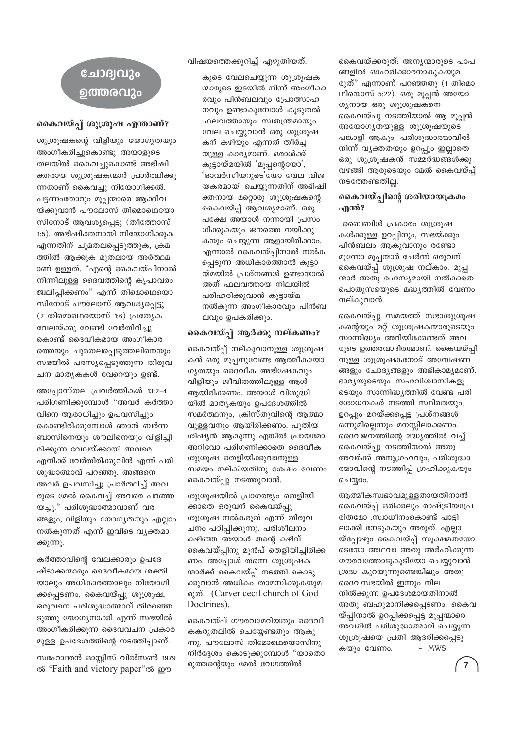# ചോദ്യവും ഉത്തരവും

## കൈവയ്പ്പ് ശുശ്രൂഷ എന്താണ്?

ശുശ്രൂഷകന്റെ വിളിയും യോഗ്യതയും അംഗീകരിച്ചുകൊണ്ടു അയാളുടെ തലയിൽ കൈവച്ചുകൊണ്ട് അഭിഷിക്തരായ ശുശ്രൂഷകന്മാർ പ്രാർത്ഥിക്കുന്നതാണ് കൈവച്ചു നിയോഗിക്കൽ. പട്ടണംതോറും മൂപ്പന്മാരെ ആക്കിവയ്ക്കുവാൻ പൗലോസ് തിമൊഥെയോസിനോട് ആവശ്യപ്പെട്ടു (തീത്തോസ് 1:5). അഭിഷിക്തനായി നിയോഗിക്കുക എന്നതിന് ചുമതലപ്പെടുത്തുക, ക്രമത്തിൽ ആക്കുക മുതലായ അർത്ഥമാണ് ഉള്ളത്. "എന്റെ കൈവയ്പിനാൽ നിന്നിലുള്ള ദൈവത്തിന്റെ കൃപാവരം ജ്വലിപ്പിക്കണം" എന്ന് തിമൊഥെയൊസിനോട് പൗലോസ് ആവശ്യപ്പെട്ടു (2 തിമൊഥെയൊസ് 1:6) പ്രത്യേക വേലയ്ക്കു വേണ്ടി വേർതിരിച്ചു കൊണ്ട് ദൈവീകമായ അംഗീകാരത്തെയും ചുമതലപ്പെടുത്തലിനെയും സഭയിൽ പരസ്യപ്പെടുത്തുന്ന തിരുവചന മാതൃകകൾ വേറെയും ഉണ്ട്.

അപ്പോസ്തല പ്രവർത്തികൾ 13:2-4 പരിഗണിക്കുമ്പോൾ "അവർ കർത്താവിനെ ആരാധിച്ചും ഉപവസിച്ചും കൊണ്ടിരിക്കുമ്പോൾ ഞാൻ ബർന്നബാസിനെയും ശൗലിനെയും വിളിച്ചിരിക്കുന്ന വേലയ്ക്കായി അവരെ എനിക്ക് വേർതിരിക്കുവിൻ എന്ന് പരിശുദ്ധാത്മാവ് പറഞ്ഞു. അങ്ങനെ അവർ ഉപവസിച്ചു പ്രാർത്ഥിച്ച് അവരുടെ മേൽ കൈവച്ച് അവരെ പറഞ്ഞയച്ചു." പരിശുദ്ധാത്മാവാണ് വരങ്ങളും, വിളിയും യോഗ്യതയും എല്ലാം നൽകുന്നത് എന്ന് ഇവിടെ വ്യക്തമാക്കുന്നു.

കർത്താവിന്റെ വേലക്കാരും ഉപദേഷ്ടാക്കന്മാരും ദൈവീകമായ ശക്തിയാലും അധികാരത്താലും നിയോഗിക്കപ്പെടണം, കൈവയ്പ്പു ശുശ്രൂഷ, ഒരുവനെ പരിശുദ്ധാത്മാവ് തിരഞ്ഞെടുത്തു യോഗ്യനാക്കി എന്ന് സഭയിൽ അംഗീകരിക്കുന്ന ദൈവവചന പ്രകാരമുള്ള ഉപദേശത്തിന്റെ നടത്തിപ്പാണ്.

സഹോദരൻ ഓസ്റ്റിസ് വിൽസൺ 1979 ൽ "Faith and victory paper"ൽ ഈ വിഷയത്തെക്കുറിച്ച് എഴുതിയത്.

> കൂടെ വേലചെയ്യുന്ന ശുശ്രൂഷകന്മാരുടെ ഇടയിൽ നിന്ന് അംഗീകാരവും പിൻബലവും പ്രോത്സാഹനവും ഉണ്ടാകുമ്പോൾ കൂടുതൽ ഫലവത്തായും സ്വതന്ത്രമായും വേല ചെയ്യുവാൻ ഒരു ശുശ്രൂഷകന് കഴിയും എന്നത് തീർച്ചയുള്ള കാര്യമാണ്. ഒരാൾക്ക് കൂട്ടായ്മയിൽ 'മൂപ്പന്റെയോ', 'ഓവർസീയറുടെ'യോ വേല വിജയകരമായി ചെയ്യുന്നതിന് അഭിഷിക്തനായ മറ്റൊരു ശുശ്രൂഷകന്റെ കൈവയ്പ്പ് ആവശ്യമാണ്. ഒരു പക്ഷേ അയാൾ നന്നായി പ്രസംഗിക്കുകയും ജനത്തെ നയിക്കുകയും ചെയ്യുന്ന ആളായിരിക്കാം, എന്നാൽ കൈവയ്പ്പിനാൽ നൽകപ്പെടുന്ന അധികാരത്താൽ കൂട്ടായ്മയിൽ പ്രശ്നങ്ങൾ ഉണ്ടായാൽ അത് ഫലവത്തായ നിലയിൽ പരിഹരിക്കുവാൻ കൂട്ടായ്മ നൽകുന്ന അംഗീകാരവും പിൻബലവും ഉപകരിക്കും.

## കൈവയ്പ്പ് ആർക്കു നല്കണം?

കൈവയ്പ്പ് നല്കുവാനുള്ള ശുശ്രൂഷകൻ ഒരു മൂപ്പനുവേണ്ട ആത്മീകയോഗ്യതയും ദൈവീക അഭിഷേകവും വിളിയും ജീവിതത്തിലുള്ള ആൾ ആയിരിക്കണം. അയാൾ വിശുദ്ധിയിൽ മാതൃകയും ഉപദേശത്തിൽ സമർത്ഥനും, ക്രിസ്തുവിന്റെ ആത്മാവുള്ളവനും ആയിരിക്കണം. പുതിയ ശിഷ്യൻ ആകുന്നു എങ്കിൽ പ്രായമോ അറിവോ പരിഗണിക്കാതെ ദൈവീക ശുശ്രൂഷ തെളിയിക്കുവാനുള്ള സമയം നല്കിയതിനു ശേഷം വേണം കൈവയ്പ്പു നടത്തുവാൻ.

ശുശ്രൂഷയിൽ പ്രാഗത്ഭ്യം തെളിയിക്കാതെ ഒരുവന് കൈവയ്പ്പു ശുശ്രൂഷ നൽകരുത് എന്ന് തിരുവചനം പഠിപ്പിക്കുന്നു. പരിശീലനം കഴിഞ്ഞ അയാൾ തന്റെ കഴിവ് കൈവയ്പ്പിനു മുൻപ് തെളിയിച്ചിരിക്കണം. അപ്പോൾ തന്നെ ശുശ്രൂഷകന്മാർക്ക് കൈവയ്പ്പ് നടത്തി കൊടുക്കുവാൻ അധികം താമസിക്കുകയുമരുത്. (Carver cecil church of God Doctrines).

കൈവയ്പ് ഗൗരവമേറിയതും ദൈവീകകരുതലിൽ ചെയ്യേണ്ടതും ആകുന്നു. പൗലോസ് തിമോഥെയൊസിനു നിർദ്ദേശം കൊടുക്കുമ്പോൾ "യാതൊരുത്തന്റെയും മേൽ വേഗത്തിൽ കൈവയ്ക്കരുത്; അന്യന്മാരുടെ പാപങ്ങളിൽ ഓഹരിക്കാരനാകുകയുമരുത്" എന്നാണ് പറഞ്ഞത് (1 തിമൊഥിയൊസ് 5:22). ഒരു മൂപ്പൻ അയോഗ്യനായ ഒരു ശുശ്രൂഷകനെ കൈവയ്പു നടത്തിയാൽ ആ മൂപ്പൻ അയോഗ്യതയുള്ള ശുശ്രൂഷയുടെ പങ്കാളി ആകും. പരിശുദ്ധാത്മാവിൽ നിന്ന് വ്യക്തതയും ഉറപ്പും ഇല്ലാതെ ഒരു ശുശ്രൂഷകൻ സമ്മർദ്ധങ്ങൾക്കു വഴങ്ങി ആരുടെയും മേൽ കൈവയ്പ്പ് നടത്തേണ്ടതില്ല.

## കൈവയ്പ്പിന്റെ ശരിയായക്രമം എന്ത്?

ബൈബിൾ പ്രകാരം ശുശ്രൂഷകൾക്കുള്ള ഉറപ്പിനും, സഭയ്ക്കും പിൻബലം ആകുവാനും രണ്ടോ മൂന്നോ മൂപ്പന്മാർ ചേർന്ന് ഒരുവന് കൈവയ്പ്പ് ശുശ്രൂഷ നല്കാം. മൂപ്പന്മാർ അതു രഹസ്യമായി നൽകാതെ പൊതുസഭയുടെ മദ്ധ്യത്തിൽ വേണം നല്കുവാൻ.

കൈവയ്പ്പു സമയത്ത് സഭാശുശ്രൂഷകന്റെയും മറ്റ് ശുശ്രൂഷകന്മാരുടെയും സാന്നിദ്ധ്യം അറിയിക്കേണ്ടത് അവരുടെ ഉത്തരവാദിത്വമാണ്. കൈവയ്പ്പിനുള്ള ശുശ്രൂഷകനോട് അന്വേഷണങ്ങളും ചോദ്യങ്ങളും അഭികാമ്യമാണ്. ഭാര്യയുടെയും സഹവിശ്വാസികളുടെയും സാന്നിദ്ധ്യത്തിൽ വേണ്ട പരിശോധനകൾ നടത്തി സ്ഥിരതയും, ഉറപ്പും മറയ്ക്കപ്പെട്ട പ്രശ്നങ്ങൾ ഒന്നുമില്ലെന്നും മനസ്സിലാക്കണം. ദൈവജനത്തിന്റെ മദ്ധ്യത്തിൽ വച്ച് കൈവയ്പ്പു നടത്തിയാൽ അതു അവർക്ക് അനുഗ്രഹവും, പരിശുദ്ധാത്മാവിന്റെ നടത്തിപ്പ് ഗ്രഹിക്കുകയും ചെയ്യാം.

ആത്മീകസ്വഭാവമുള്ളതായതിനാൽ കൈവയ്പ്പ് ഒരിക്കലും രാഷ്ട്രീയപ്രേരിതമോ ,സ്വാധീനംകൊണ്ട് പാട്ടിലാക്കി നേടുകയും അരുത്. എല്ലായ്പ്പോഴും കൈവയ്പ്പ് സൂക്ഷ്മതയോടെയോ അഥവാ അതു അർഹിക്കുന്ന ഗൗരവത്തോടുകൂടിയോ ചെയ്യുവാൻ ശ്രദ്ധ കുറയുന്നുണ്ടെങ്കിലും അതു ദൈവസഭയിൽ ഇന്നും നിലനിൽക്കുന്ന ഉപദേശമായതിനാൽ അതു ബഹുമാനിക്കപ്പെടണം. കൈവയ്പ്പിനാൽ ഉറപ്പിക്കപ്പെട്ട മൂപ്പന്മാരെ അവരിൽ പരിശുദ്ധാത്മാവ് ചെയ്യുന്ന ശുശ്രൂഷയെ പ്രതി ആദരിക്കപ്പെടുകയും വേണം. - MWS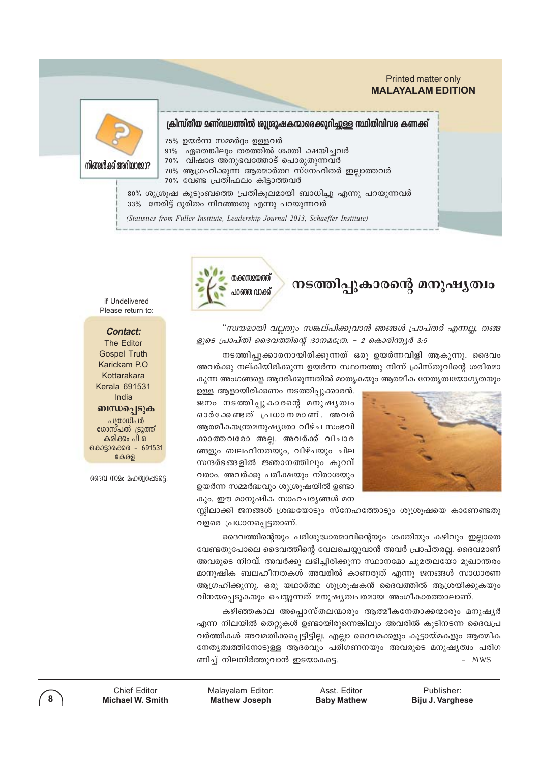Printed matter only
**MALAYALAM EDITION**

## ക്രിസ്തീയ മണ്ഡലത്തിൽ ശുശ്രൂഷകന്മാരെക്കുറിച്ചുള്ള സ്ഥിതിവിവര കണക്ക്

നിങ്ങൾക്ക് അറിയാമോ?

75% ഉയർന്ന സമ്മർദ്ദം ഉള്ളവർ
91% ഏതെങ്കിലും തരത്തിൽ ശക്തി ക്ഷയിച്ചവർ
70% വിഷാദ അനുഭവത്തോട് പൊരുതുന്നവർ
70% ആഗ്രഹിക്കുന്ന ആത്മാർത്ഥ സ്നേഹിതർ ഇല്ലാത്തവർ
70% വേണ്ട പ്രതിഫലം കിട്ടാത്തവർ
80% ശുശ്രൂഷ കുടുംബത്തെ പ്രതികൂലമായി ബാധിച്ചു എന്നു പറയുന്നവർ
33% നേരിട്ട് ദുരിതം നിറഞ്ഞതു എന്നു പറയുന്നവർ

*(Statistics from Fuller Institute, Leadership Journal 2013, Schaeffer Institute)*

തക്കസമയത്ത് പറഞ്ഞ വാക്ക്

# നടത്തിപ്പുകാരന്റെ മനുഷ്യത്വം

*"സ്വയമായി വല്ലതും സങ്കല്പിക്കുവാൻ ഞങ്ങൾ പ്രാപ്തർ എന്നല്ല, തങ്ങളുടെ പ്രാപ്തി ദൈവത്തിന്റെ ദാനമത്രേ. - 2 കൊരിന്ത്യർ 3:5*

നടത്തിപ്പുക്കാരനായിരിക്കുന്നത് ഒരു ഉയർന്നവിളി ആകുന്നു. ദൈവം അവർക്കു നല്കിയിരിക്കുന്ന ഉയർന്ന സ്ഥാനത്തു നിന്ന് ക്രിസ്തുവിന്റെ ശരീരമാകുന്ന അംഗങ്ങളെ ആദരിക്കുന്നതിൽ മാതൃകയും ആത്മീക നേതൃത്വയോഗ്യതയും ഉള്ള ആളായിരിക്കണം നടത്തിപ്പുക്കാരൻ. ജനം നടത്തിപ്പുകാരന്റെ മനുഷ്യത്വം ഓർക്കേണ്ടത് പ്രധാനമാണ്. അവർ ആത്മീകയന്ത്രമനുഷ്യരോ വീഴ്ച സംഭവിക്കാത്തവരോ അല്ല. അവർക്ക് വിചാരങ്ങളും ബലഹീനതയും, വീഴ്ചയും ചില സന്ദർഭങ്ങളിൽ ജ്ഞാനത്തിലും കുറവ് വരാം. അവർക്കു പരീക്ഷയും നിരാശയും ഉയർന്ന സമ്മർദ്ധവും ശുശ്രൂഷയിൽ ഉണ്ടാകും. ഈ മാനുഷിക സാഹചര്യങ്ങൾ മനസ്സിലാക്കി ജനങ്ങൾ ശ്രദ്ധയോടും സ്നേഹത്തോടും ശുശ്രൂഷയെ കാണേണ്ടതു വളരെ പ്രധാനപ്പെട്ടതാണ്.

ദൈവത്തിന്റെയും പരിശുദ്ധാത്മാവിന്റെയും ശക്തിയും കഴിവും ഇല്ലാതെ വേണ്ടതുപോലെ ദൈവത്തിന്റെ വേലചെയ്യുവാൻ അവർ പ്രാപ്തരല്ല. ദൈവമാണ് അവരുടെ നിറവ്. അവർക്കു ലഭിച്ചിരിക്കുന്ന സ്ഥാനമോ ചുമതലയോ മുഖാന്തരം മാനുഷിക ബലഹീനതകൾ അവരിൽ കാണരുത് എന്നു ജനങ്ങൾ സാധാരണ ആഗ്രഹിക്കുന്നു. ഒരു യഥാർത്ഥ ശുശ്രൂഷകൻ ദൈവത്തിൽ ആശ്രയിക്കുകയും വിനയപ്പെടുകയും ചെയ്യുന്നത് മനുഷ്യത്വപരമായ അംഗീകാരത്താലാണ്.

കഴിഞ്ഞകാല അപ്പൊസ്തലന്മാരും ആത്മീകനേതാക്കന്മാരും മനുഷ്യർ എന്ന നിലയിൽ തെറ്റുകൾ ഉണ്ടായിരുന്നെങ്കിലും അവരിൽ കൂടിനടന്ന ദൈവപ്രവർത്തികൾ അവമതിക്കപ്പെട്ടിട്ടില്ല. എല്ലാ ദൈവമക്കളും കൂട്ടായ്മകളും ആത്മീക നേതൃത്വത്തിനോടുള്ള ആദരവും പരിഗണനയും അവരുടെ മനുഷ്യത്വം പരിഗണിച്ച് നിലനിർത്തുവാൻ ഇടയാകട്ടെ.

- MWS

if Undelivered
Please return to:

**Contact:**
The Editor
Gospel Truth
Karickam P.O
Kottarakara
Kerala 691531
India

**ബന്ധപ്പെടുക**
പത്രാധിപർ
ഗോസ്പൽ ട്രൂത്ത്
കരിക്കം പി.ഒ.
കൊട്ടാരക്കര - 691531
കേരള.

ദൈവ നാമം മഹത്വപ്പെടട്ടെ.

Chief Editor **Michael W. Smith** | Malayalam Editor: **Mathew Joseph** | Asst. Editor **Baby Mathew** | Publisher: **Biju J. Varghese**